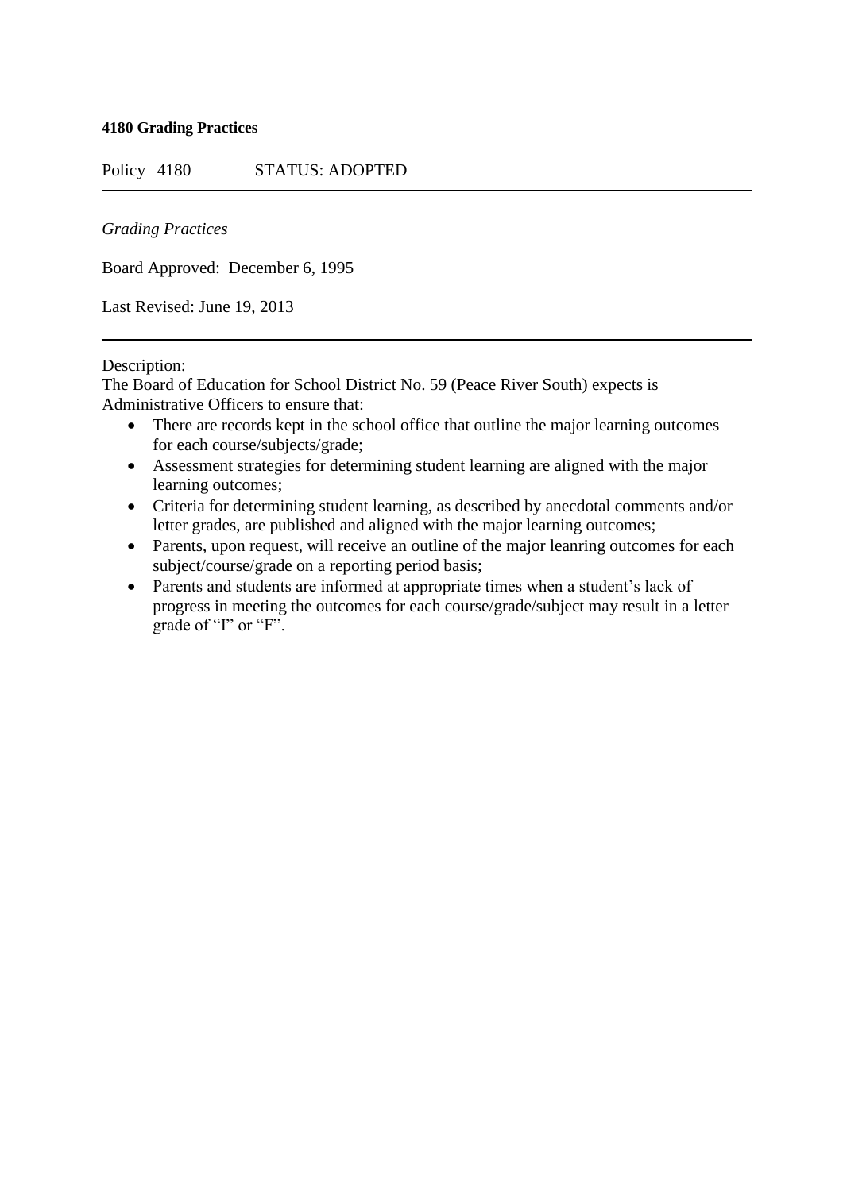**4180 Grading Practices**

Policy 4180 STATUS: ADOPTED

---

*Grading Practices*

Board Approved: December 6, 1995

Last Revised: June 19, 2013

---

Description:
The Board of Education for School District No. 59 (Peace River South) expects is Administrative Officers to ensure that:

- There are records kept in the school office that outline the major learning outcomes for each course/subjects/grade;
- Assessment strategies for determining student learning are aligned with the major learning outcomes;
- Criteria for determining student learning, as described by anecdotal comments and/or letter grades, are published and aligned with the major learning outcomes;
- Parents, upon request, will receive an outline of the major leanring outcomes for each subject/course/grade on a reporting period basis;
- Parents and students are informed at appropriate times when a student's lack of progress in meeting the outcomes for each course/grade/subject may result in a letter grade of "I" or "F".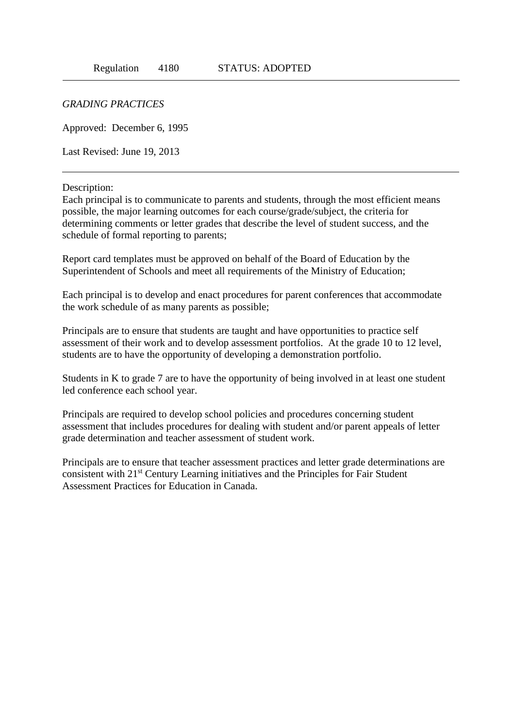Regulation 4180 STATUS: ADOPTED

---

*GRADING PRACTICES*

Approved: December 6, 1995

Last Revised: June 19, 2013

---

Description:
Each principal is to communicate to parents and students, through the most efficient means possible, the major learning outcomes for each course/grade/subject, the criteria for determining comments or letter grades that describe the level of student success, and the schedule of formal reporting to parents;

Report card templates must be approved on behalf of the Board of Education by the Superintendent of Schools and meet all requirements of the Ministry of Education;

Each principal is to develop and enact procedures for parent conferences that accommodate the work schedule of as many parents as possible;

Principals are to ensure that students are taught and have opportunities to practice self assessment of their work and to develop assessment portfolios. At the grade 10 to 12 level, students are to have the opportunity of developing a demonstration portfolio.

Students in K to grade 7 are to have the opportunity of being involved in at least one student led conference each school year.

Principals are required to develop school policies and procedures concerning student assessment that includes procedures for dealing with student and/or parent appeals of letter grade determination and teacher assessment of student work.

Principals are to ensure that teacher assessment practices and letter grade determinations are consistent with 21st Century Learning initiatives and the Principles for Fair Student Assessment Practices for Education in Canada.